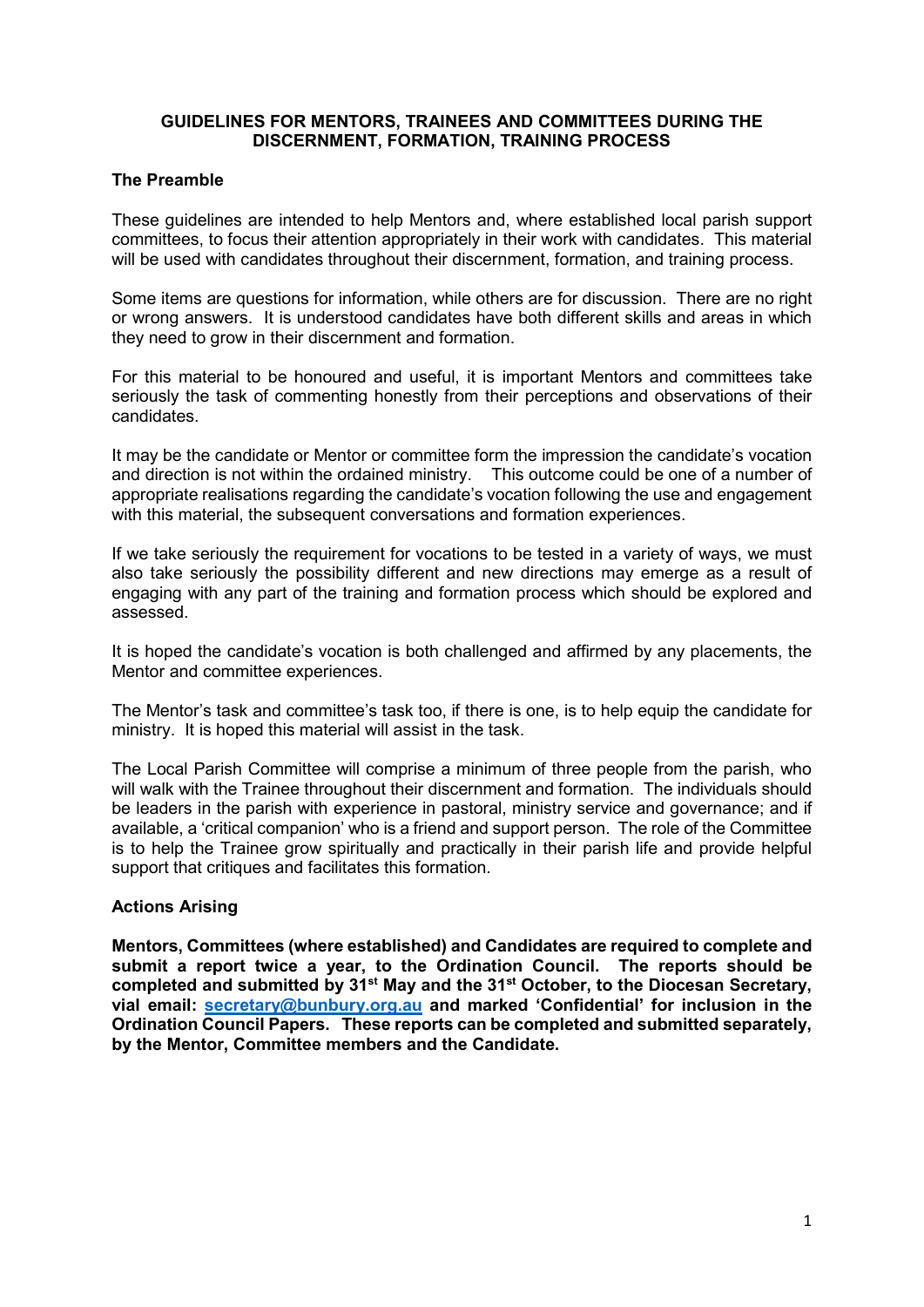# GUIDELINES FOR MENTORS, TRAINEES AND COMMITTEES DURING THE DISCERNMENT, FORMATION, TRAINING PROCESS

## The Preamble

These guidelines are intended to help Mentors and, where established local parish support committees, to focus their attention appropriately in their work with candidates. This material will be used with candidates throughout their discernment, formation, and training process.

Some items are questions for information, while others are for discussion. There are no right or wrong answers. It is understood candidates have both different skills and areas in which they need to grow in their discernment and formation.

For this material to be honoured and useful, it is important Mentors and committees take seriously the task of commenting honestly from their perceptions and observations of their candidates.

It may be the candidate or Mentor or committee form the impression the candidate's vocation and direction is not within the ordained ministry. This outcome could be one of a number of appropriate realisations regarding the candidate's vocation following the use and engagement with this material, the subsequent conversations and formation experiences.

If we take seriously the requirement for vocations to be tested in a variety of ways, we must also take seriously the possibility different and new directions may emerge as a result of engaging with any part of the training and formation process which should be explored and assessed.

It is hoped the candidate's vocation is both challenged and affirmed by any placements, the Mentor and committee experiences.

The Mentor's task and committee's task too, if there is one, is to help equip the candidate for ministry. It is hoped this material will assist in the task.

The Local Parish Committee will comprise a minimum of three people from the parish, who will walk with the Trainee throughout their discernment and formation. The individuals should be leaders in the parish with experience in pastoral, ministry service and governance; and if available, a 'critical companion' who is a friend and support person. The role of the Committee is to help the Trainee grow spiritually and practically in their parish life and provide helpful support that critiques and facilitates this formation.

## Actions Arising

**Mentors, Committees (where established) and Candidates are required to complete and submit a report twice a year, to the Ordination Council. The reports should be completed and submitted by 31st May and the 31st October, to the Diocesan Secretary, vial email: secretary@bunbury.org.au and marked 'Confidential' for inclusion in the Ordination Council Papers. These reports can be completed and submitted separately, by the Mentor, Committee members and the Candidate.**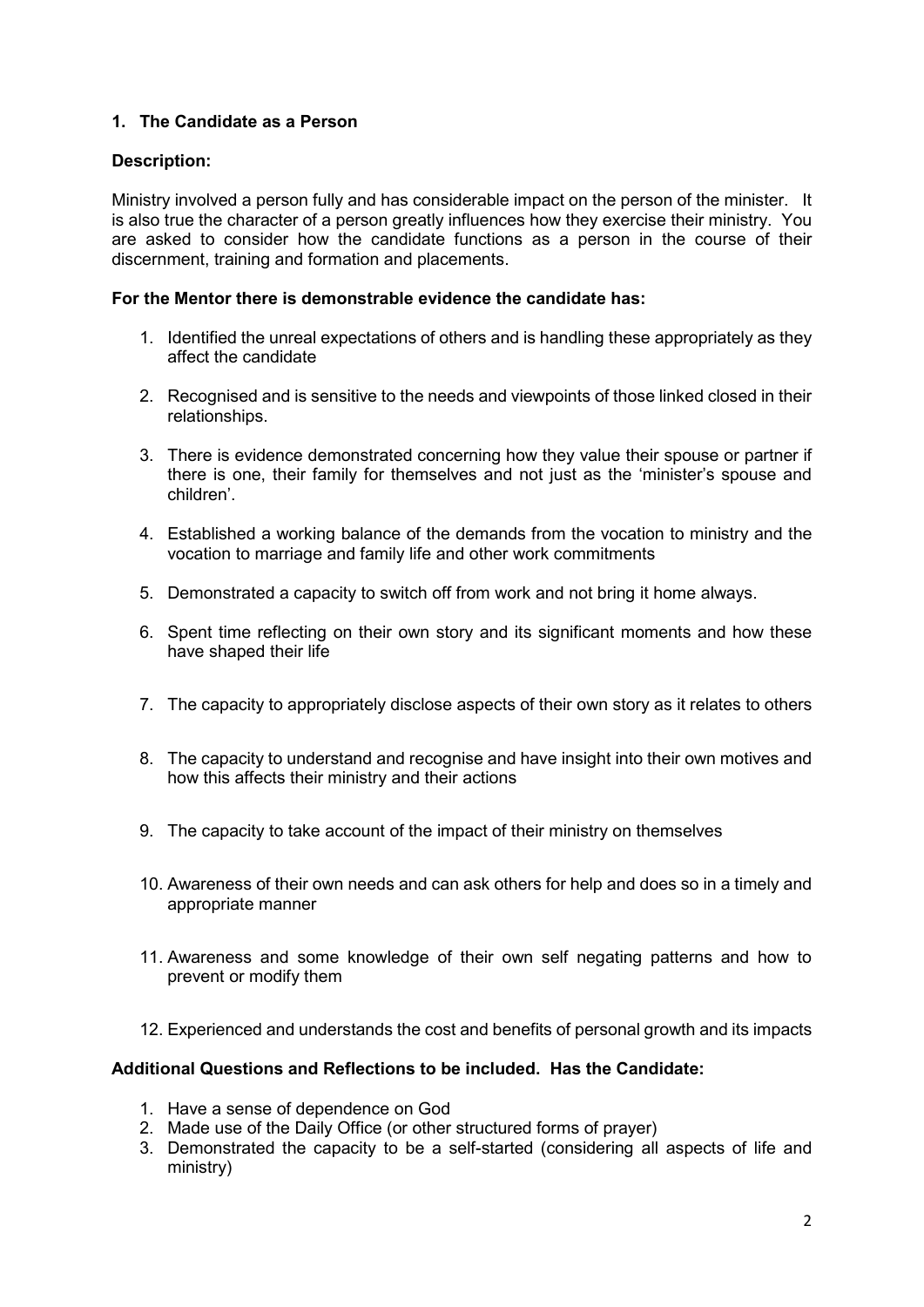### 1. The Candidate as a Person

**Description:**

Ministry involved a person fully and has considerable impact on the person of the minister. It is also true the character of a person greatly influences how they exercise their ministry. You are asked to consider how the candidate functions as a person in the course of their discernment, training and formation and placements.

**For the Mentor there is demonstrable evidence the candidate has:**

1. Identified the unreal expectations of others and is handling these appropriately as they affect the candidate
2. Recognised and is sensitive to the needs and viewpoints of those linked closed in their relationships.
3. There is evidence demonstrated concerning how they value their spouse or partner if there is one, their family for themselves and not just as the 'minister's spouse and children'.
4. Established a working balance of the demands from the vocation to ministry and the vocation to marriage and family life and other work commitments
5. Demonstrated a capacity to switch off from work and not bring it home always.
6. Spent time reflecting on their own story and its significant moments and how these have shaped their life
7. The capacity to appropriately disclose aspects of their own story as it relates to others
8. The capacity to understand and recognise and have insight into their own motives and how this affects their ministry and their actions
9. The capacity to take account of the impact of their ministry on themselves
10. Awareness of their own needs and can ask others for help and does so in a timely and appropriate manner
11. Awareness and some knowledge of their own self negating patterns and how to prevent or modify them
12. Experienced and understands the cost and benefits of personal growth and its impacts

**Additional Questions and Reflections to be included. Has the Candidate:**

1. Have a sense of dependence on God
2. Made use of the Daily Office (or other structured forms of prayer)
3. Demonstrated the capacity to be a self-started (considering all aspects of life and ministry)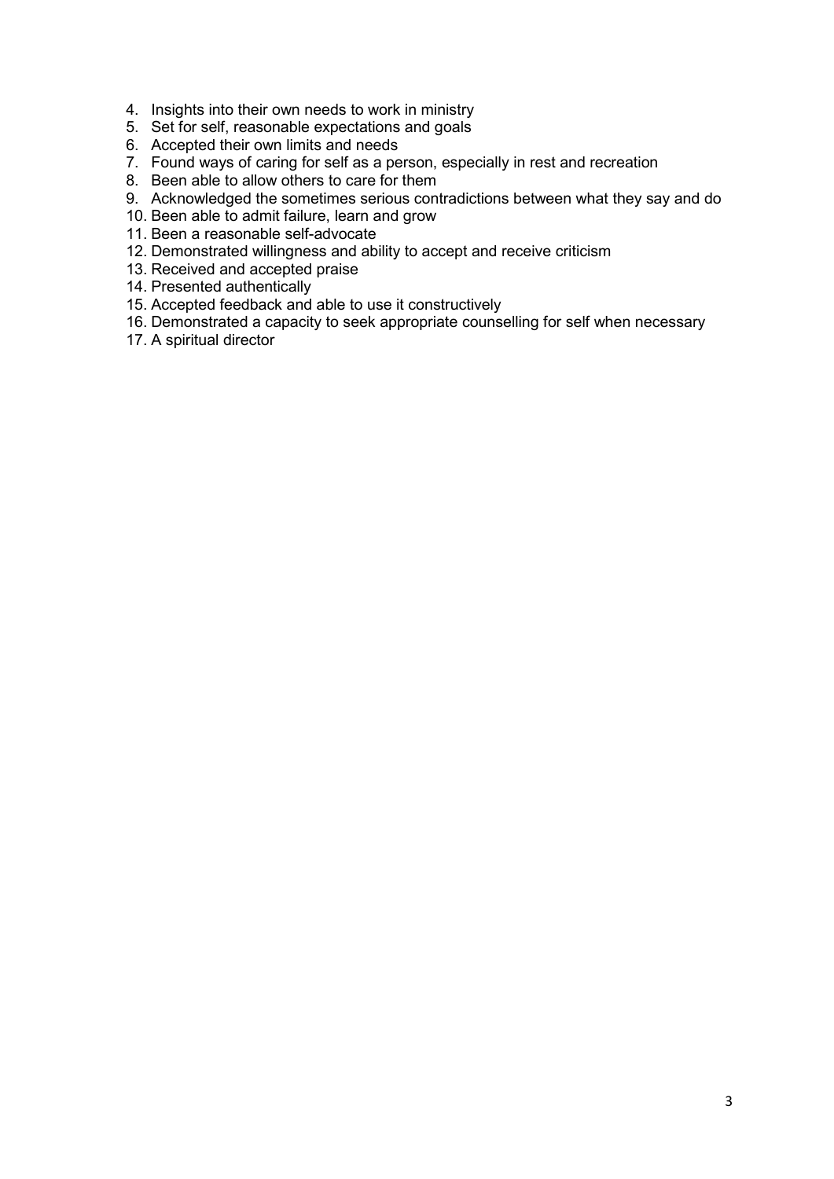4. Insights into their own needs to work in ministry
5. Set for self, reasonable expectations and goals
6. Accepted their own limits and needs
7. Found ways of caring for self as a person, especially in rest and recreation
8. Been able to allow others to care for them
9. Acknowledged the sometimes serious contradictions between what they say and do
10. Been able to admit failure, learn and grow
11. Been a reasonable self-advocate
12. Demonstrated willingness and ability to accept and receive criticism
13. Received and accepted praise
14. Presented authentically
15. Accepted feedback and able to use it constructively
16. Demonstrated a capacity to seek appropriate counselling for self when necessary
17. A spiritual director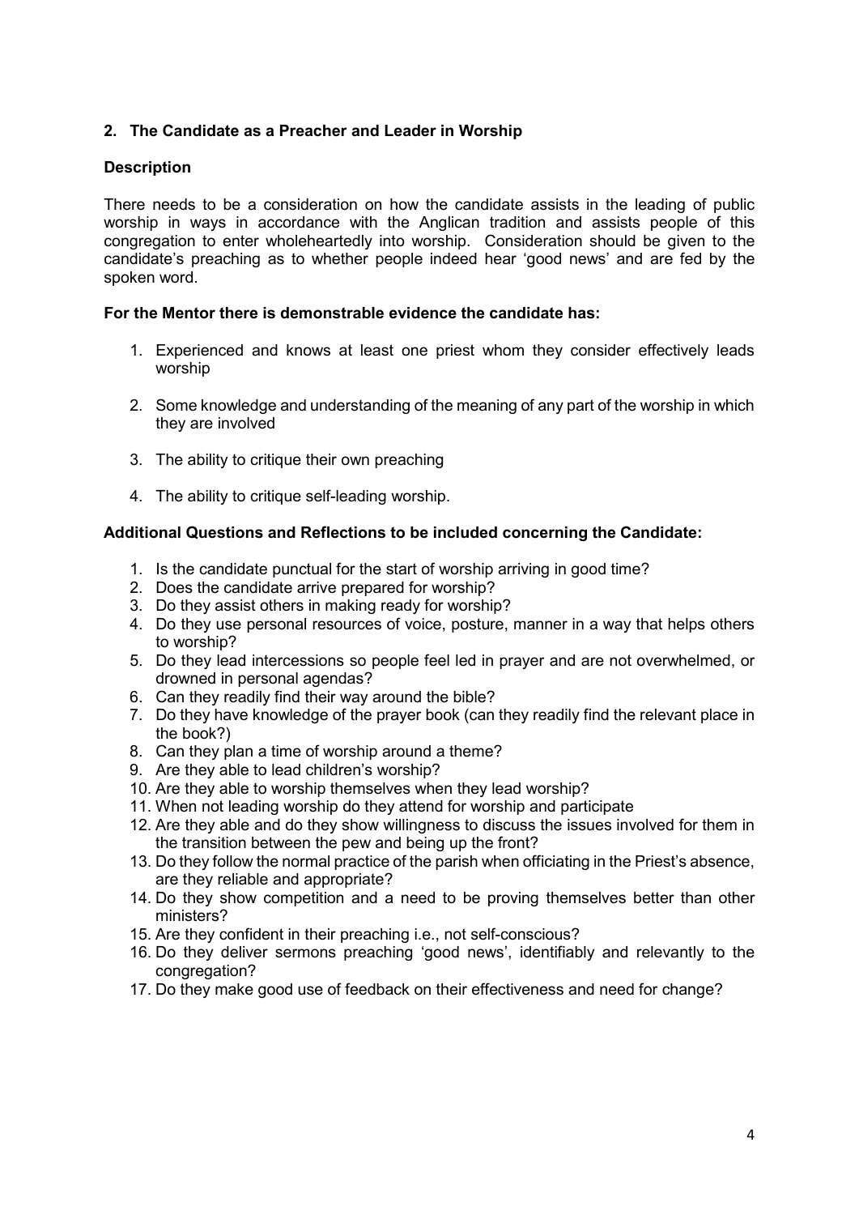## 2. The Candidate as a Preacher and Leader in Worship

### Description

There needs to be a consideration on how the candidate assists in the leading of public worship in ways in accordance with the Anglican tradition and assists people of this congregation to enter wholeheartedly into worship. Consideration should be given to the candidate's preaching as to whether people indeed hear 'good news' and are fed by the spoken word.

**For the Mentor there is demonstrable evidence the candidate has:**

1. Experienced and knows at least one priest whom they consider effectively leads worship
2. Some knowledge and understanding of the meaning of any part of the worship in which they are involved
3. The ability to critique their own preaching
4. The ability to critique self-leading worship.

**Additional Questions and Reflections to be included concerning the Candidate:**

1. Is the candidate punctual for the start of worship arriving in good time?
2. Does the candidate arrive prepared for worship?
3. Do they assist others in making ready for worship?
4. Do they use personal resources of voice, posture, manner in a way that helps others to worship?
5. Do they lead intercessions so people feel led in prayer and are not overwhelmed, or drowned in personal agendas?
6. Can they readily find their way around the bible?
7. Do they have knowledge of the prayer book (can they readily find the relevant place in the book?)
8. Can they plan a time of worship around a theme?
9. Are they able to lead children's worship?
10. Are they able to worship themselves when they lead worship?
11. When not leading worship do they attend for worship and participate
12. Are they able and do they show willingness to discuss the issues involved for them in the transition between the pew and being up the front?
13. Do they follow the normal practice of the parish when officiating in the Priest's absence, are they reliable and appropriate?
14. Do they show competition and a need to be proving themselves better than other ministers?
15. Are they confident in their preaching i.e., not self-conscious?
16. Do they deliver sermons preaching 'good news', identifiably and relevantly to the congregation?
17. Do they make good use of feedback on their effectiveness and need for change?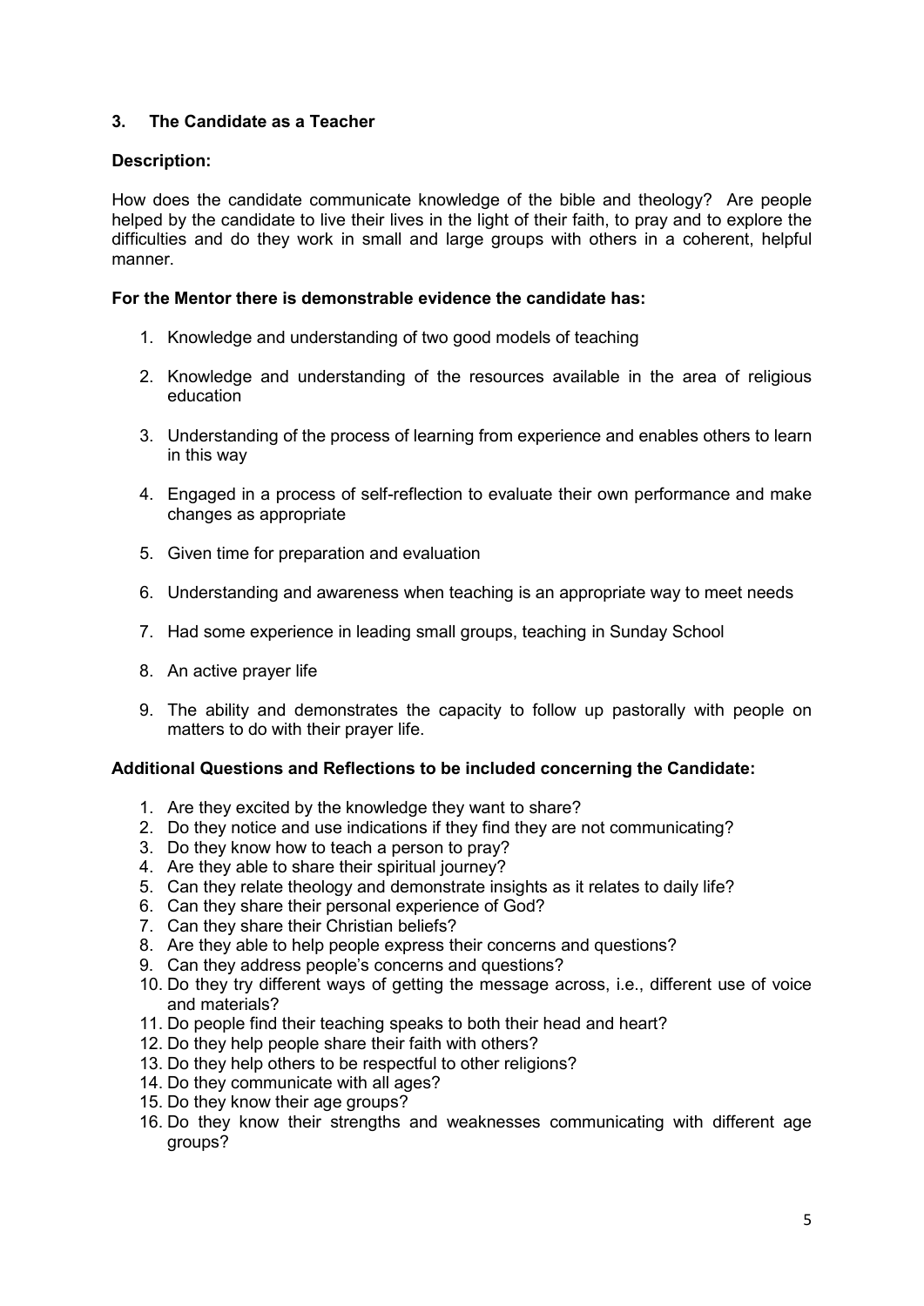## 3. The Candidate as a Teacher

**Description:**

How does the candidate communicate knowledge of the bible and theology? Are people helped by the candidate to live their lives in the light of their faith, to pray and to explore the difficulties and do they work in small and large groups with others in a coherent, helpful manner.

**For the Mentor there is demonstrable evidence the candidate has:**

1. Knowledge and understanding of two good models of teaching
2. Knowledge and understanding of the resources available in the area of religious education
3. Understanding of the process of learning from experience and enables others to learn in this way
4. Engaged in a process of self-reflection to evaluate their own performance and make changes as appropriate
5. Given time for preparation and evaluation
6. Understanding and awareness when teaching is an appropriate way to meet needs
7. Had some experience in leading small groups, teaching in Sunday School
8. An active prayer life
9. The ability and demonstrates the capacity to follow up pastorally with people on matters to do with their prayer life.

**Additional Questions and Reflections to be included concerning the Candidate:**

1. Are they excited by the knowledge they want to share?
2. Do they notice and use indications if they find they are not communicating?
3. Do they know how to teach a person to pray?
4. Are they able to share their spiritual journey?
5. Can they relate theology and demonstrate insights as it relates to daily life?
6. Can they share their personal experience of God?
7. Can they share their Christian beliefs?
8. Are they able to help people express their concerns and questions?
9. Can they address people's concerns and questions?
10. Do they try different ways of getting the message across, i.e., different use of voice and materials?
11. Do people find their teaching speaks to both their head and heart?
12. Do they help people share their faith with others?
13. Do they help others to be respectful to other religions?
14. Do they communicate with all ages?
15. Do they know their age groups?
16. Do they know their strengths and weaknesses communicating with different age groups?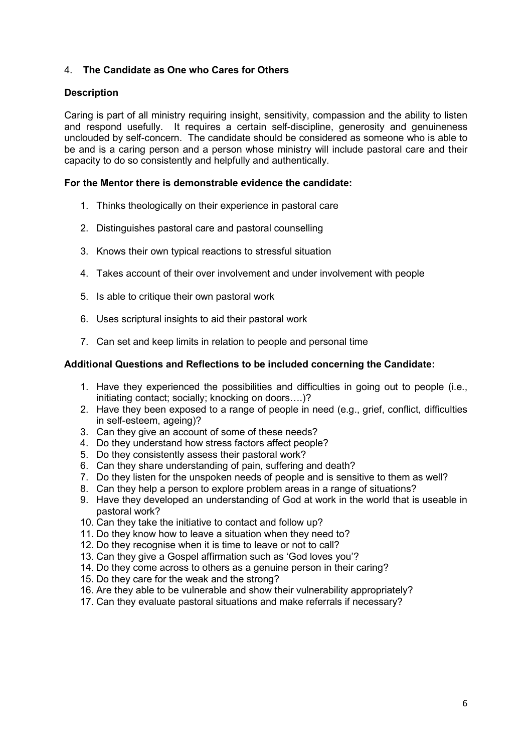## 4. **The Candidate as One who Cares for Others**

### **Description**

Caring is part of all ministry requiring insight, sensitivity, compassion and the ability to listen and respond usefully. It requires a certain self-discipline, generosity and genuineness unclouded by self-concern. The candidate should be considered as someone who is able to be and is a caring person and a person whose ministry will include pastoral care and their capacity to do so consistently and helpfully and authentically.

**For the Mentor there is demonstrable evidence the candidate:**

1. Thinks theologically on their experience in pastoral care
2. Distinguishes pastoral care and pastoral counselling
3. Knows their own typical reactions to stressful situation
4. Takes account of their over involvement and under involvement with people
5. Is able to critique their own pastoral work
6. Uses scriptural insights to aid their pastoral work
7. Can set and keep limits in relation to people and personal time

**Additional Questions and Reflections to be included concerning the Candidate:**

1. Have they experienced the possibilities and difficulties in going out to people (i.e., initiating contact; socially; knocking on doors….)?
2. Have they been exposed to a range of people in need (e.g., grief, conflict, difficulties in self-esteem, ageing)?
3. Can they give an account of some of these needs?
4. Do they understand how stress factors affect people?
5. Do they consistently assess their pastoral work?
6. Can they share understanding of pain, suffering and death?
7. Do they listen for the unspoken needs of people and is sensitive to them as well?
8. Can they help a person to explore problem areas in a range of situations?
9. Have they developed an understanding of God at work in the world that is useable in pastoral work?
10. Can they take the initiative to contact and follow up?
11. Do they know how to leave a situation when they need to?
12. Do they recognise when it is time to leave or not to call?
13. Can they give a Gospel affirmation such as 'God loves you'?
14. Do they come across to others as a genuine person in their caring?
15. Do they care for the weak and the strong?
16. Are they able to be vulnerable and show their vulnerability appropriately?
17. Can they evaluate pastoral situations and make referrals if necessary?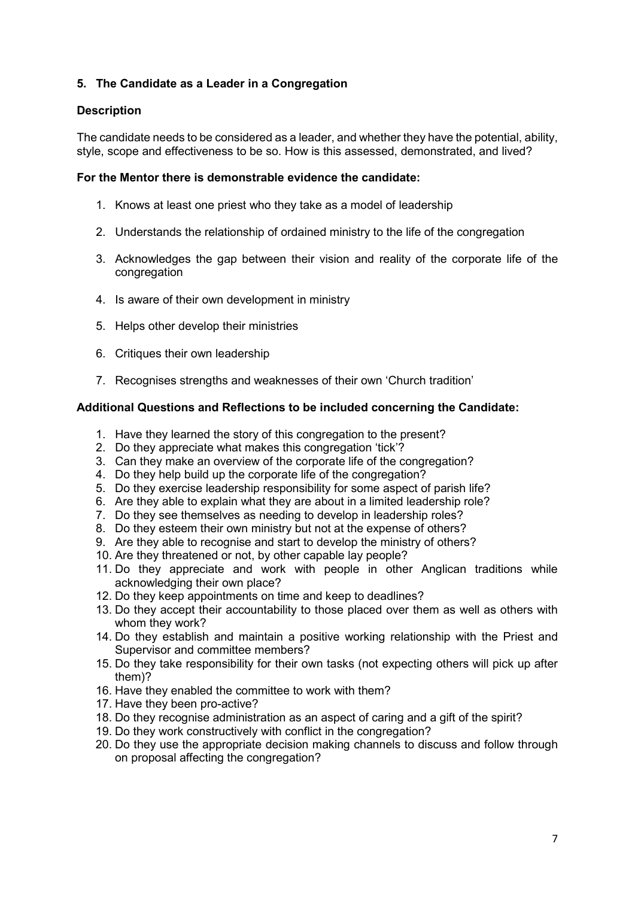## 5. The Candidate as a Leader in a Congregation

### Description

The candidate needs to be considered as a leader, and whether they have the potential, ability, style, scope and effectiveness to be so. How is this assessed, demonstrated, and lived?

**For the Mentor there is demonstrable evidence the candidate:**

1. Knows at least one priest who they take as a model of leadership
2. Understands the relationship of ordained ministry to the life of the congregation
3. Acknowledges the gap between their vision and reality of the corporate life of the congregation
4. Is aware of their own development in ministry
5. Helps other develop their ministries
6. Critiques their own leadership
7. Recognises strengths and weaknesses of their own 'Church tradition'

**Additional Questions and Reflections to be included concerning the Candidate:**

1. Have they learned the story of this congregation to the present?
2. Do they appreciate what makes this congregation 'tick'?
3. Can they make an overview of the corporate life of the congregation?
4. Do they help build up the corporate life of the congregation?
5. Do they exercise leadership responsibility for some aspect of parish life?
6. Are they able to explain what they are about in a limited leadership role?
7. Do they see themselves as needing to develop in leadership roles?
8. Do they esteem their own ministry but not at the expense of others?
9. Are they able to recognise and start to develop the ministry of others?
10. Are they threatened or not, by other capable lay people?
11. Do they appreciate and work with people in other Anglican traditions while acknowledging their own place?
12. Do they keep appointments on time and keep to deadlines?
13. Do they accept their accountability to those placed over them as well as others with whom they work?
14. Do they establish and maintain a positive working relationship with the Priest and Supervisor and committee members?
15. Do they take responsibility for their own tasks (not expecting others will pick up after them)?
16. Have they enabled the committee to work with them?
17. Have they been pro-active?
18. Do they recognise administration as an aspect of caring and a gift of the spirit?
19. Do they work constructively with conflict in the congregation?
20. Do they use the appropriate decision making channels to discuss and follow through on proposal affecting the congregation?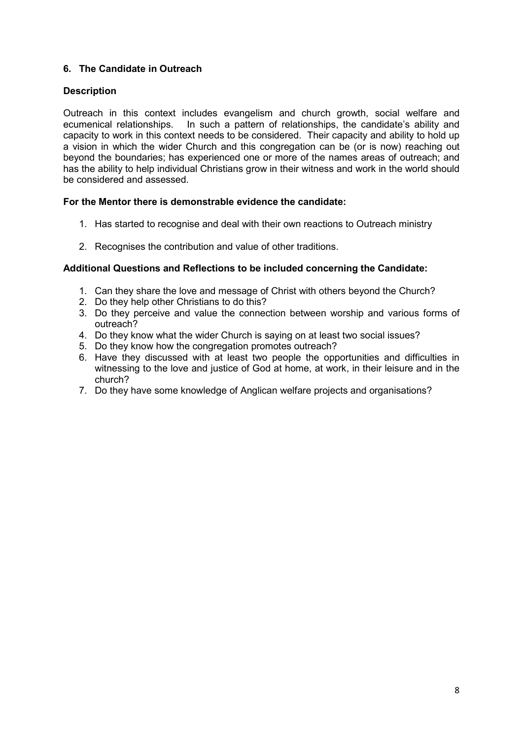## 6. The Candidate in Outreach

### Description

Outreach in this context includes evangelism and church growth, social welfare and ecumenical relationships. In such a pattern of relationships, the candidate's ability and capacity to work in this context needs to be considered. Their capacity and ability to hold up a vision in which the wider Church and this congregation can be (or is now) reaching out beyond the boundaries; has experienced one or more of the names areas of outreach; and has the ability to help individual Christians grow in their witness and work in the world should be considered and assessed.

**For the Mentor there is demonstrable evidence the candidate:**

1. Has started to recognise and deal with their own reactions to Outreach ministry
2. Recognises the contribution and value of other traditions.

**Additional Questions and Reflections to be included concerning the Candidate:**

1. Can they share the love and message of Christ with others beyond the Church?
2. Do they help other Christians to do this?
3. Do they perceive and value the connection between worship and various forms of outreach?
4. Do they know what the wider Church is saying on at least two social issues?
5. Do they know how the congregation promotes outreach?
6. Have they discussed with at least two people the opportunities and difficulties in witnessing to the love and justice of God at home, at work, in their leisure and in the church?
7. Do they have some knowledge of Anglican welfare projects and organisations?